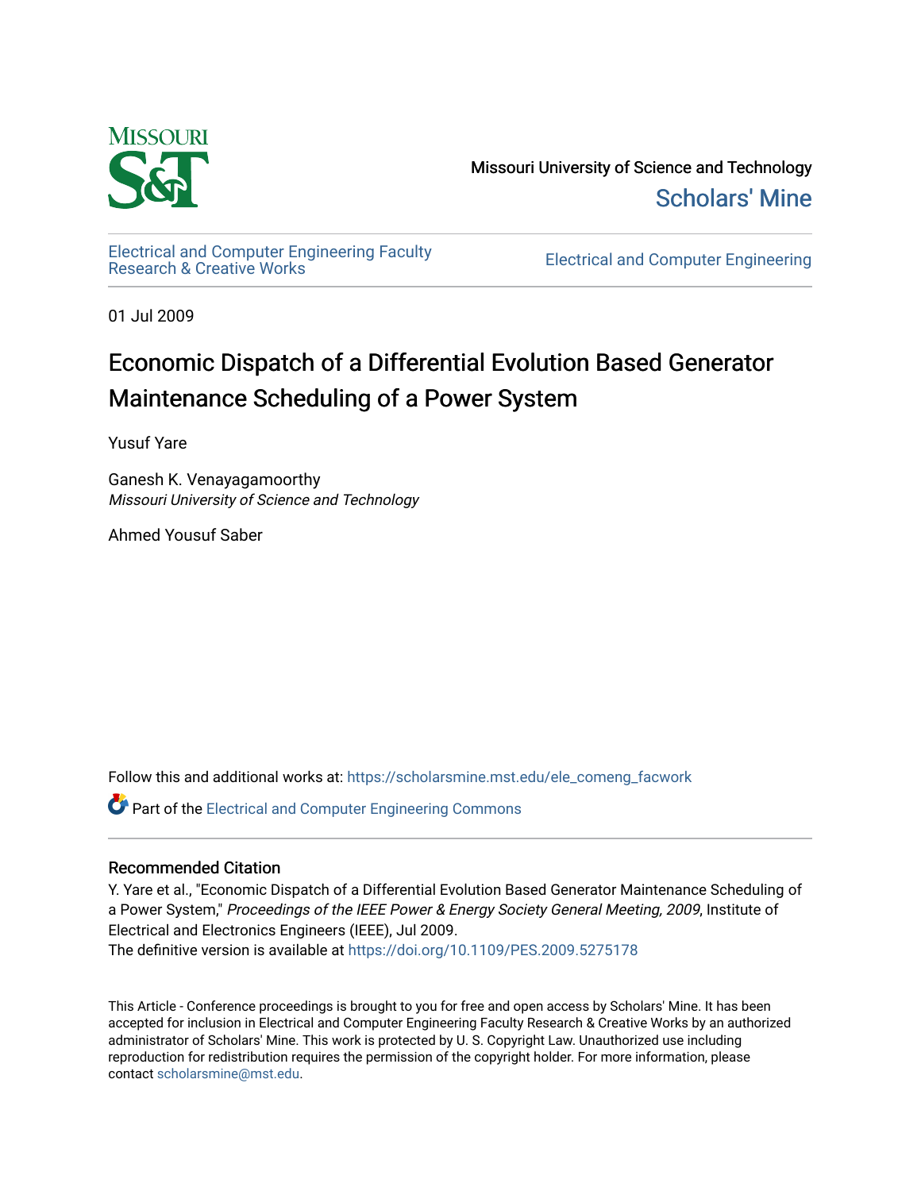Missouri University of Science and Technology

Scholars' Mine

Electrical and Computer Engineering Faculty Research & Creative Works

Electrical and Computer Engineering

01 Jul 2009

# Economic Dispatch of a Differential Evolution Based Generator Maintenance Scheduling of a Power System

Yusuf Yare

Ganesh K. Venayagamoorthy
*Missouri University of Science and Technology*

Ahmed Yousuf Saber

Follow this and additional works at: https://scholarsmine.mst.edu/ele_comeng_facwork

Part of the Electrical and Computer Engineering Commons

## Recommended Citation

Y. Yare et al., "Economic Dispatch of a Differential Evolution Based Generator Maintenance Scheduling of a Power System," *Proceedings of the IEEE Power & Energy Society General Meeting, 2009*, Institute of Electrical and Electronics Engineers (IEEE), Jul 2009.
The definitive version is available at https://doi.org/10.1109/PES.2009.5275178

This Article - Conference proceedings is brought to you for free and open access by Scholars' Mine. It has been accepted for inclusion in Electrical and Computer Engineering Faculty Research & Creative Works by an authorized administrator of Scholars' Mine. This work is protected by U. S. Copyright Law. Unauthorized use including reproduction for redistribution requires the permission of the copyright holder. For more information, please contact scholarsmine@mst.edu.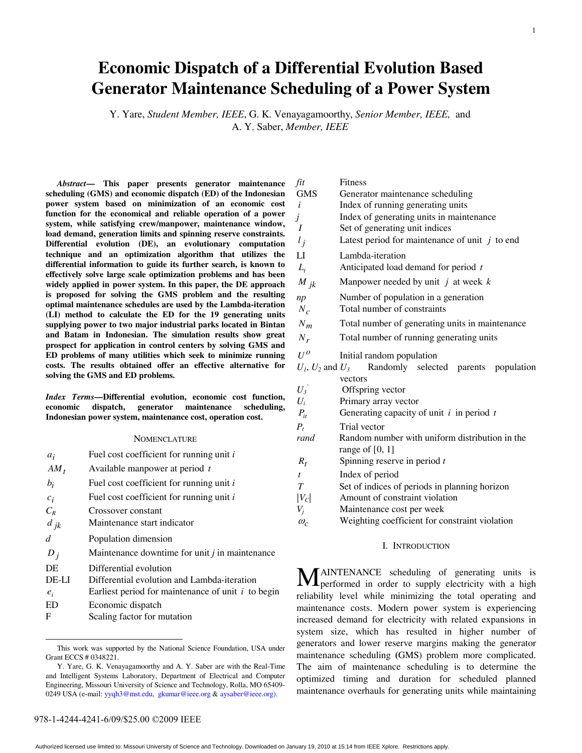# Economic Dispatch of a Differential Evolution Based Generator Maintenance Scheduling of a Power System

Y. Yare, *Student Member, IEEE*, G. K. Venayagamoorthy, *Senior Member, IEEE,* and A. Y. Saber, *Member, IEEE*

***Abstract*— This paper presents generator maintenance scheduling (GMS) and economic dispatch (ED) of the Indonesian power system based on minimization of an economic cost function for the economical and reliable operation of a power system, while satisfying crew/manpower, maintenance window, load demand, generation limits and spinning reserve constraints. Differential evolution (DE), an evolutionary computation technique and an optimization algorithm that utilizes the differential information to guide its further search, is known to effectively solve large scale optimization problems and has been widely applied in power system. In this paper, the DE approach is proposed for solving the GMS problem and the resulting optimal maintenance schedules are used by the Lambda-iteration (LI) method to calculate the ED for the 19 generating units supplying power to two major industrial parks located in Bintan and Batam in Indonesian. The simulation results show great prospect for application in control centers by solving GMS and ED problems of many utilities which seek to minimize running costs. The results obtained offer an effective alternative for solving the GMS and ED problems.**

***Index Terms*—Differential evolution, economic cost function, economic dispatch, generator maintenance scheduling, Indonesian power system, maintenance cost, operation cost.**

## NOMENCLATURE

| | |
|---|---|
| $a_i$ | Fuel cost coefficient for running unit $i$ |
| $AM_t$ | Available manpower at period $t$ |
| $b_i$ | Fuel cost coefficient for running unit $i$ |
| $c_i$ | Fuel cost coefficient for running unit $i$ |
| $C_R$ | Crossover constant |
| $d_{jk}$ | Maintenance start indicator |
| $d$ | Population dimension |
| $D_j$ | Maintenance downtime for unit $j$ in maintenance |
| DE | Differential evolution |
| DE-LI | Differential evolution and Lambda-iteration |
| $e_i$ | Earliest period for maintenance of unit $i$ to begin |
| ED | Economic dispatch |
| F | Scaling factor for mutation |
| $fit$ | Fitness |
| GMS | Generator maintenance scheduling |
| $i$ | Index of running generating units |
| $j$ | Index of generating units in maintenance |
| $I$ | Set of generating unit indices |
| $l_j$ | Latest period for maintenance of unit $j$ to end |
| LI | Lambda-iteration |
| $L_t$ | Anticipated load demand for period $t$ |
| $M_{jk}$ | Manpower needed by unit $j$ at week $k$ |
| $np$ | Number of population in a generation |
| $N_c$ | Total number of constraints |
| $N_m$ | Total number of generating units in maintenance |
| $N_r$ | Total number of running generating units |
| $U^o$ | Initial random population |
| $U_1$, $U_2$ and $U_3$ | Randomly selected parents population vectors |
| $U_3'$ | Offspring vector |
| $U_i$ | Primary array vector |
| $P_{it}$ | Generating capacity of unit $i$ in period $t$ |
| $P_t$ | Trial vector |
| $rand$ | Random number with uniform distribution in the range of [0, 1] |
| $R_t$ | Spinning reserve in period $t$ |
| $t$ | Index of period |
| $T$ | Set of indices of periods in planning horizon |
| $\|V_C\|$ | Amount of constraint violation |
| $V_j$ | Maintenance cost per week |
| $\omega_c$ | Weighting coefficient for constraint violation |

This work was supported by the National Science Foundation, USA under Grant ECCS # 0348221.

Y. Yare, G. K. Venayagamoorthy and A. Y. Saber are with the Real-Time and Intelligent Systems Laboratory, Department of Electrical and Computer Engineering, Missouri University of Science and Technology, Rolla, MO 65409-0249 USA (e-mail: yyqh3@mst.edu, gkumar@ieee.org & aysaber@ieee.org).

## I. INTRODUCTION

MAINTENANCE scheduling of generating units is performed in order to supply electricity with a high reliability level while minimizing the total operating and maintenance costs. Modern power system is experiencing increased demand for electricity with related expansions in system size, which has resulted in higher number of generators and lower reserve margins making the generator maintenance scheduling (GMS) problem more complicated. The aim of maintenance scheduling is to determine the optimized timing and duration for scheduled planned maintenance overhauls for generating units while maintaining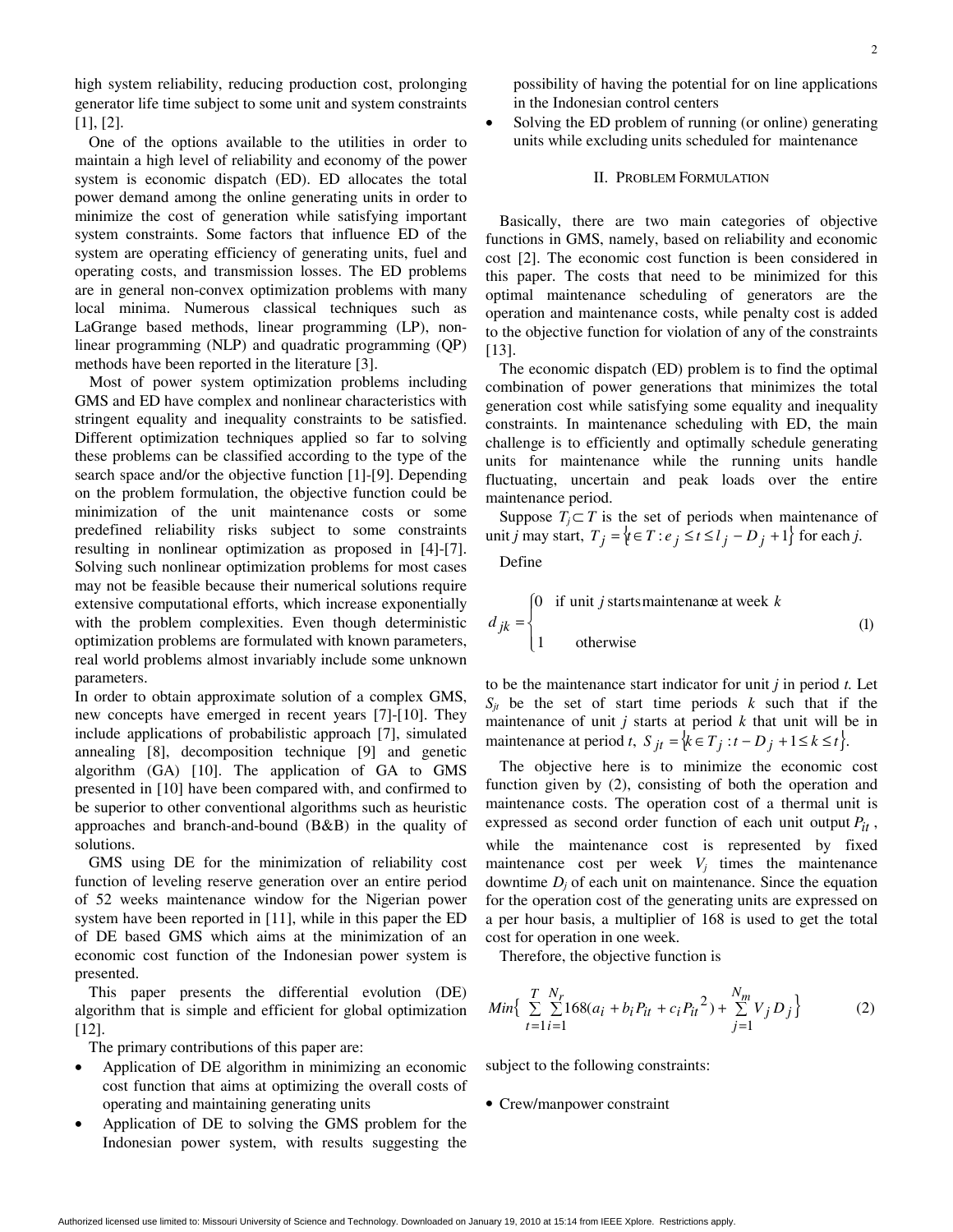high system reliability, reducing production cost, prolonging generator life time subject to some unit and system constraints [1], [2].

One of the options available to the utilities in order to maintain a high level of reliability and economy of the power system is economic dispatch (ED). ED allocates the total power demand among the online generating units in order to minimize the cost of generation while satisfying important system constraints. Some factors that influence ED of the system are operating efficiency of generating units, fuel and operating costs, and transmission losses. The ED problems are in general non-convex optimization problems with many local minima. Numerous classical techniques such as LaGrange based methods, linear programming (LP), non-linear programming (NLP) and quadratic programming (QP) methods have been reported in the literature [3].

Most of power system optimization problems including GMS and ED have complex and nonlinear characteristics with stringent equality and inequality constraints to be satisfied. Different optimization techniques applied so far to solving these problems can be classified according to the type of the search space and/or the objective function [1]-[9]. Depending on the problem formulation, the objective function could be minimization of the unit maintenance costs or some predefined reliability risks subject to some constraints resulting in nonlinear optimization as proposed in [4]-[7]. Solving such nonlinear optimization problems for most cases may not be feasible because their numerical solutions require extensive computational efforts, which increase exponentially with the problem complexities. Even though deterministic optimization problems are formulated with known parameters, real world problems almost invariably include some unknown parameters.

In order to obtain approximate solution of a complex GMS, new concepts have emerged in recent years [7]-[10]. They include applications of probabilistic approach [7], simulated annealing [8], decomposition technique [9] and genetic algorithm (GA) [10]. The application of GA to GMS presented in [10] have been compared with, and confirmed to be superior to other conventional algorithms such as heuristic approaches and branch-and-bound (B&B) in the quality of solutions.

GMS using DE for the minimization of reliability cost function of leveling reserve generation over an entire period of 52 weeks maintenance window for the Nigerian power system have been reported in [11], while in this paper the ED of DE based GMS which aims at the minimization of an economic cost function of the Indonesian power system is presented.

This paper presents the differential evolution (DE) algorithm that is simple and efficient for global optimization [12].

The primary contributions of this paper are:

- Application of DE algorithm in minimizing an economic cost function that aims at optimizing the overall costs of operating and maintaining generating units
- Application of DE to solving the GMS problem for the Indonesian power system, with results suggesting the possibility of having the potential for on line applications in the Indonesian control centers
- Solving the ED problem of running (or online) generating units while excluding units scheduled for maintenance

## II. Problem Formulation

Basically, there are two main categories of objective functions in GMS, namely, based on reliability and economic cost [2]. The economic cost function is been considered in this paper. The costs that need to be minimized for this optimal maintenance scheduling of generators are the operation and maintenance costs, while penalty cost is added to the objective function for violation of any of the constraints [13].

The economic dispatch (ED) problem is to find the optimal combination of power generations that minimizes the total generation cost while satisfying some equality and inequality constraints. In maintenance scheduling with ED, the main challenge is to efficiently and optimally schedule generating units for maintenance while the running units handle fluctuating, uncertain and peak loads over the entire maintenance period.

Suppose $T_j \subset T$ is the set of periods when maintenance of unit $j$ may start, $T_j = \{t \in T : e_j \le t \le l_j - D_j + 1\}$ for each $j$.

Define

$$d_{jk} = \begin{cases} 0 & \text{if unit } j \text{ starts maintenance at week } k \\ 1 & \text{otherwise} \end{cases} \tag{1}$$

to be the maintenance start indicator for unit $j$ in period $t$. Let $S_{jt}$ be the set of start time periods $k$ such that if the maintenance of unit $j$ starts at period $k$ that unit will be in maintenance at period $t$, $S_{jt} = \{k \in T_j : t - D_j + 1 \le k \le t\}$.

The objective here is to minimize the economic cost function given by (2), consisting of both the operation and maintenance costs. The operation cost of a thermal unit is expressed as second order function of each unit output $P_{it}$, while the maintenance cost is represented by fixed maintenance cost per week $V_j$ times the maintenance downtime $D_j$ of each unit on maintenance. Since the equation for the operation cost of the generating units are expressed on a per hour basis, a multiplier of 168 is used to get the total cost for operation in one week.

Therefore, the objective function is

$$Min\left\{ \sum_{t=1}^{T} \sum_{i=1}^{N_r} 168(a_i + b_i P_{it} + c_i P_{it}^2) + \sum_{j=1}^{N_m} V_j D_j \right\} \tag{2}$$

subject to the following constraints:

- Crew/manpower constraint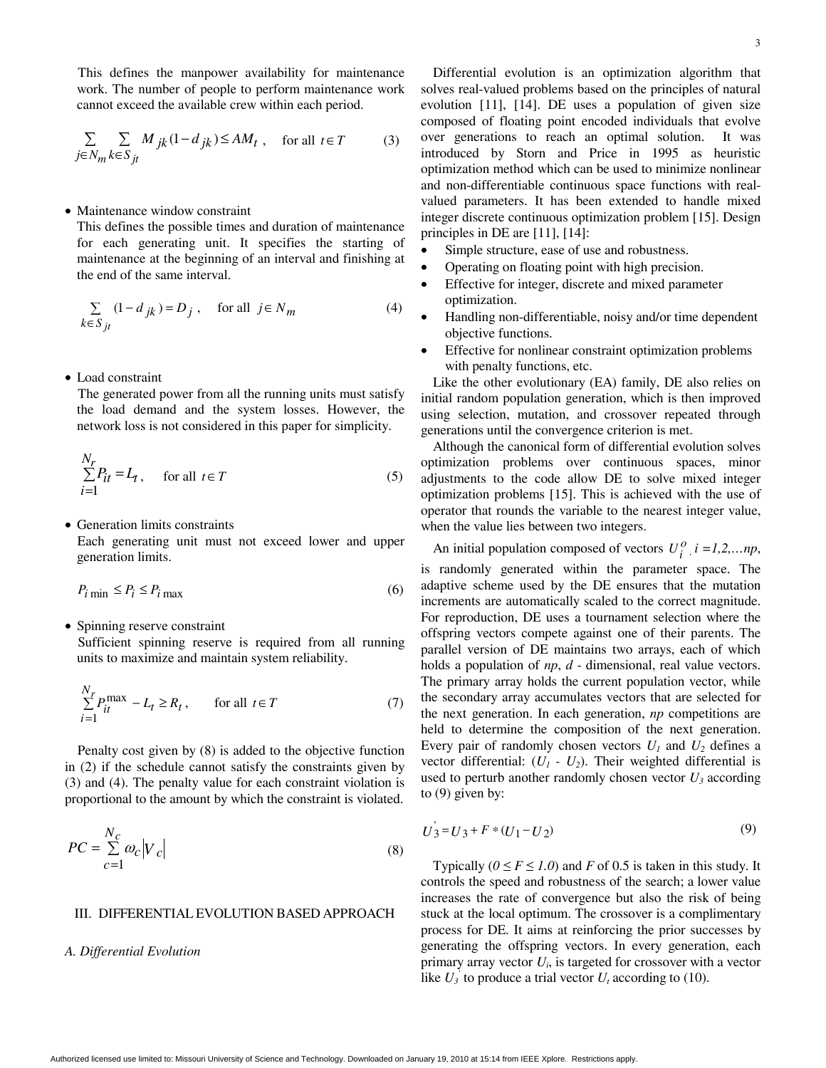This defines the manpower availability for maintenance work. The number of people to perform maintenance work cannot exceed the available crew within each period.

$$\sum_{j \in N_m} \sum_{k \in S_{jt}} M_{jk}(1-d_{jk}) \leq AM_t \ , \quad \text{for all } t \in T \tag{3}$$

- Maintenance window constraint

  This defines the possible times and duration of maintenance for each generating unit. It specifies the starting of maintenance at the beginning of an interval and finishing at the end of the same interval.

$$\sum_{k \in S_{jt}} (1-d_{jk}) = D_j \ , \quad \text{for all } j \in N_m \tag{4}$$

- Load constraint

  The generated power from all the running units must satisfy the load demand and the system losses. However, the network loss is not considered in this paper for simplicity.

$$\sum_{i=1}^{N_r} P_{it} = L_t \ , \quad \text{for all } t \in T \tag{5}$$

- Generation limits constraints

  Each generating unit must not exceed lower and upper generation limits.

$$P_{i\,\min} \leq P_i \leq P_{i\,\max} \tag{6}$$

- Spinning reserve constraint

  Sufficient spinning reserve is required from all running units to maximize and maintain system reliability.

$$\sum_{i=1}^{N_r} P_{it}^{\max} - L_t \geq R_t \ , \quad \text{for all } t \in T \tag{7}$$

Penalty cost given by (8) is added to the objective function in (2) if the schedule cannot satisfy the constraints given by (3) and (4). The penalty value for each constraint violation is proportional to the amount by which the constraint is violated.

$$PC = \sum_{c=1}^{N_c} \omega_c |V_c| \tag{8}$$

## III. DIFFERENTIAL EVOLUTION BASED APPROACH

### *A. Differential Evolution*

Differential evolution is an optimization algorithm that solves real-valued problems based on the principles of natural evolution [11], [14]. DE uses a population of given size composed of floating point encoded individuals that evolve over generations to reach an optimal solution. It was introduced by Storn and Price in 1995 as heuristic optimization method which can be used to minimize nonlinear and non-differentiable continuous space functions with real-valued parameters. It has been extended to handle mixed integer discrete continuous optimization problem [15]. Design principles in DE are [11], [14]:

- Simple structure, ease of use and robustness.
- Operating on floating point with high precision.
- Effective for integer, discrete and mixed parameter optimization.
- Handling non-differentiable, noisy and/or time dependent objective functions.
- Effective for nonlinear constraint optimization problems with penalty functions, etc.

Like the other evolutionary (EA) family, DE also relies on initial random population generation, which is then improved using selection, mutation, and crossover repeated through generations until the convergence criterion is met.

Although the canonical form of differential evolution solves optimization problems over continuous spaces, minor adjustments to the code allow DE to solve mixed integer optimization problems [15]. This is achieved with the use of operator that rounds the variable to the nearest integer value, when the value lies between two integers.

An initial population composed of vectors $U_i^o$, *i =1,2,…np*, is randomly generated within the parameter space. The adaptive scheme used by the DE ensures that the mutation increments are automatically scaled to the correct magnitude. For reproduction, DE uses a tournament selection where the offspring vectors compete against one of their parents. The parallel version of DE maintains two arrays, each of which holds a population of *np*, *d* - dimensional, real value vectors. The primary array holds the current population vector, while the secondary array accumulates vectors that are selected for the next generation. In each generation, *np* competitions are held to determine the composition of the next generation. Every pair of randomly chosen vectors $U_1$ and $U_2$ defines a vector differential: ($U_1$ - $U_2$). Their weighted differential is used to perturb another randomly chosen vector $U_3$ according to (9) given by:

$$U_3^{'} = U_3 + F * (U_1 - U_2) \tag{9}$$

Typically ($0 \leq F \leq 1.0$) and $F$ of 0.5 is taken in this study. It controls the speed and robustness of the search; a lower value increases the rate of convergence but also the risk of being stuck at the local optimum. The crossover is a complimentary process for DE. It aims at reinforcing the prior successes by generating the offspring vectors. In every generation, each primary array vector $U_i$, is targeted for crossover with a vector like $U_3^{'}$ to produce a trial vector $U_t$ according to (10).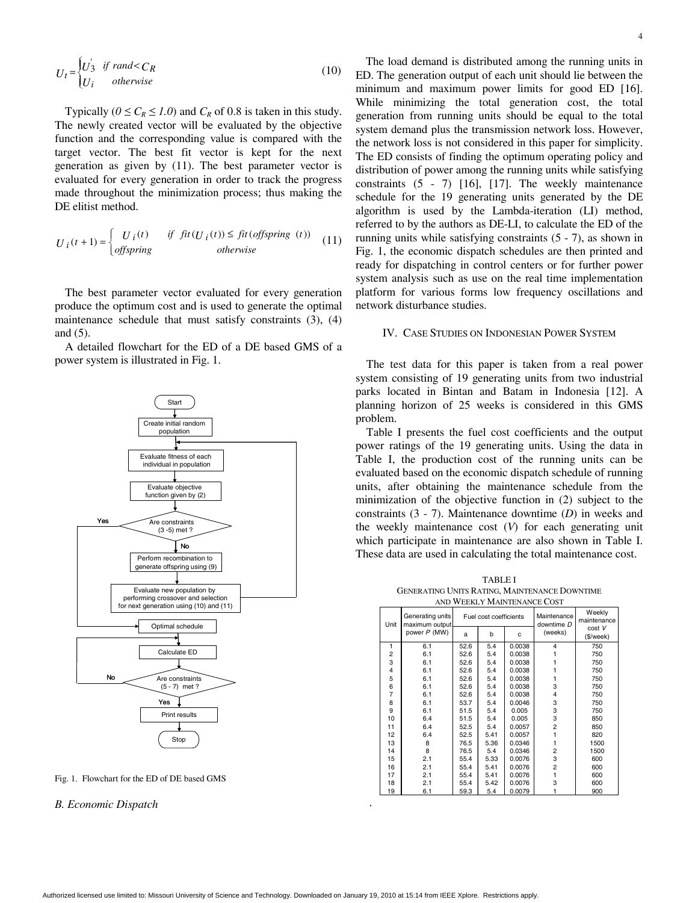$$U_t = \begin{cases} U_3' & \text{if } rand < C_R \\ U_i & \text{otherwise} \end{cases} \tag{10}$$

Typically ($0 \leq C_R \leq 1.0$) and $C_R$ of 0.8 is taken in this study. The newly created vector will be evaluated by the objective function and the corresponding value is compared with the target vector. The best fit vector is kept for the next generation as given by (11). The best parameter vector is evaluated for every generation in order to track the progress made throughout the minimization process; thus making the DE elitist method.

$$U_i(t+1) = \begin{cases} U_i(t) & \text{if } fit(U_i(t)) \leq fit(offspring\ (t)) \\ offspring & \text{otherwise} \end{cases} \tag{11}$$

The best parameter vector evaluated for every generation produce the optimum cost and is used to generate the optimal maintenance schedule that must satisfy constraints (3), (4) and (5).

A detailed flowchart for the ED of a DE based GMS of a power system is illustrated in Fig. 1.

Start → Create initial random population → Evaluate fitness of each individual in population → Evaluate objective function given by (2) → Are constraints (3 -5) met ? (Yes → Optimal schedule; No → Perform recombination to generate offspring using (9) → Evaluate new population by performing crossover and selection for next generation using (10) and (11) → back to Evaluate fitness) → Optimal schedule → Calculate ED → Are constraints (5 - 7) met ? (No → Calculate ED; Yes → Print results) → Stop

Fig. 1. Flowchart for the ED of DE based GMS

### B. Economic Dispatch

The load demand is distributed among the running units in ED. The generation output of each unit should lie between the minimum and maximum power limits for good ED [16]. While minimizing the total generation cost, the total generation from running units should be equal to the total system demand plus the transmission network loss. However, the network loss is not considered in this paper for simplicity. The ED consists of finding the optimum operating policy and distribution of power among the running units while satisfying constraints (5 - 7) [16], [17]. The weekly maintenance schedule for the 19 generating units generated by the DE algorithm is used by the Lambda-iteration (LI) method, referred to by the authors as DE-LI, to calculate the ED of the running units while satisfying constraints (5 - 7), as shown in Fig. 1, the economic dispatch schedules are then printed and ready for dispatching in control centers or for further power system analysis such as use on the real time implementation platform for various forms low frequency oscillations and network disturbance studies.

## IV. Case Studies on Indonesian Power System

The test data for this paper is taken from a real power system consisting of 19 generating units from two industrial parks located in Bintan and Batam in Indonesia [12]. A planning horizon of 25 weeks is considered in this GMS problem.

Table I presents the fuel cost coefficients and the output power ratings of the 19 generating units. Using the data in Table I, the production cost of the running units can be evaluated based on the economic dispatch schedule of running units, after obtaining the maintenance schedule from the minimization of the objective function in (2) subject to the constraints (3 - 7). Maintenance downtime ($D$) in weeks and the weekly maintenance cost ($V$) for each generating unit which participate in maintenance are also shown in Table I. These data are used in calculating the total maintenance cost.

TABLE I
GENERATING UNITS RATING, MAINTENANCE DOWNTIME AND WEEKLY MAINTENANCE COST

| Unit | Generating units maximum output power $P$ (MW) | Fuel cost coefficients | | | Maintenance downtime $D$ (weeks) | Weekly maintenance cost $V$ ($/week) |
|---|---|---|---|---|---|---|
| | | a | b | c | | |
| 1 | 6.1 | 52.6 | 5.4 | 0.0038 | 4 | 750 |
| 2 | 6.1 | 52.6 | 5.4 | 0.0038 | 1 | 750 |
| 3 | 6.1 | 52.6 | 5.4 | 0.0038 | 1 | 750 |
| 4 | 6.1 | 52.6 | 5.4 | 0.0038 | 1 | 750 |
| 5 | 6.1 | 52.6 | 5.4 | 0.0038 | 1 | 750 |
| 6 | 6.1 | 52.6 | 5.4 | 0.0038 | 3 | 750 |
| 7 | 6.1 | 52.6 | 5.4 | 0.0038 | 4 | 750 |
| 8 | 6.1 | 53.7 | 5.4 | 0.0046 | 3 | 750 |
| 9 | 6.1 | 51.5 | 5.4 | 0.005 | 3 | 750 |
| 10 | 6.4 | 51.5 | 5.4 | 0.005 | 3 | 850 |
| 11 | 6.4 | 52.5 | 5.4 | 0.0057 | 2 | 850 |
| 12 | 6.4 | 52.5 | 5.41 | 0.0057 | 1 | 820 |
| 13 | 8 | 76.5 | 5.36 | 0.0346 | 1 | 1500 |
| 14 | 8 | 76.5 | 5.4 | 0.0346 | 2 | 1500 |
| 15 | 2.1 | 55.4 | 5.33 | 0.0076 | 3 | 600 |
| 16 | 2.1 | 55.4 | 5.41 | 0.0076 | 2 | 600 |
| 17 | 2.1 | 55.4 | 5.41 | 0.0076 | 1 | 600 |
| 18 | 2.1 | 55.4 | 5.42 | 0.0076 | 3 | 600 |
| 19 | 6.1 | 59.3 | 5.4 | 0.0079 | 1 | 900 |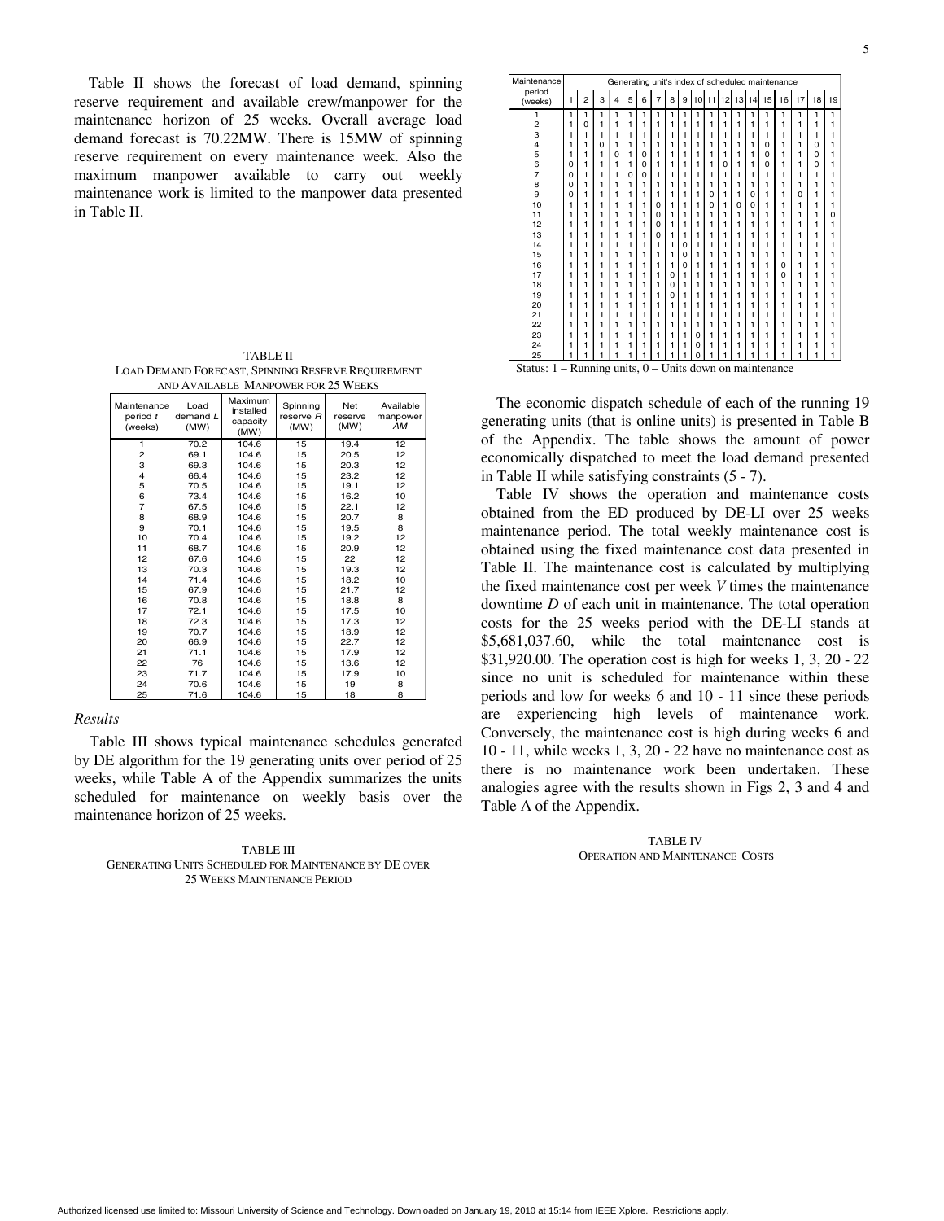Table II shows the forecast of load demand, spinning reserve requirement and available crew/manpower for the maintenance horizon of 25 weeks. Overall average load demand forecast is 70.22MW. There is 15MW of spinning reserve requirement on every maintenance week. Also the maximum manpower available to carry out weekly maintenance work is limited to the manpower data presented in Table II.

TABLE II
LOAD DEMAND FORECAST, SPINNING RESERVE REQUIREMENT AND AVAILABLE MANPOWER FOR 25 WEEKS

| Maintenance period $t$ (weeks) | Load demand $L$ (MW) | Maximum installed capacity (MW) | Spinning reserve $R$ (MW) | Net reserve (MW) | Available manpower $AM$ |
|---|---|---|---|---|---|
| 1 | 70.2 | 104.6 | 15 | 19.4 | 12 |
| 2 | 69.1 | 104.6 | 15 | 20.5 | 12 |
| 3 | 69.3 | 104.6 | 15 | 20.3 | 12 |
| 4 | 66.4 | 104.6 | 15 | 23.2 | 12 |
| 5 | 70.5 | 104.6 | 15 | 19.1 | 12 |
| 6 | 73.4 | 104.6 | 15 | 16.2 | 10 |
| 7 | 67.5 | 104.6 | 15 | 22.1 | 12 |
| 8 | 68.9 | 104.6 | 15 | 20.7 | 8 |
| 9 | 70.1 | 104.6 | 15 | 19.5 | 8 |
| 10 | 70.4 | 104.6 | 15 | 19.2 | 12 |
| 11 | 68.7 | 104.6 | 15 | 20.9 | 12 |
| 12 | 67.6 | 104.6 | 15 | 22 | 12 |
| 13 | 70.3 | 104.6 | 15 | 19.3 | 12 |
| 14 | 71.4 | 104.6 | 15 | 18.2 | 10 |
| 15 | 67.9 | 104.6 | 15 | 21.7 | 12 |
| 16 | 70.8 | 104.6 | 15 | 18.8 | 8 |
| 17 | 72.1 | 104.6 | 15 | 17.5 | 10 |
| 18 | 72.3 | 104.6 | 15 | 17.3 | 12 |
| 19 | 70.7 | 104.6 | 15 | 18.9 | 12 |
| 20 | 66.9 | 104.6 | 15 | 22.7 | 12 |
| 21 | 71.1 | 104.6 | 15 | 17.9 | 12 |
| 22 | 76 | 104.6 | 15 | 13.6 | 12 |
| 23 | 71.7 | 104.6 | 15 | 17.9 | 10 |
| 24 | 70.6 | 104.6 | 15 | 19 | 8 |
| 25 | 71.6 | 104.6 | 15 | 18 | 8 |

*Results*

Table III shows typical maintenance schedules generated by DE algorithm for the 19 generating units over period of 25 weeks, while Table A of the Appendix summarizes the units scheduled for maintenance on weekly basis over the maintenance horizon of 25 weeks.

TABLE III
GENERATING UNITS SCHEDULED FOR MAINTENANCE BY DE OVER 25 WEEKS MAINTENANCE PERIOD

| Maintenance period (weeks) | Generating unit's index of scheduled maintenance | | | | | | | | | | | | | | | | | | |
|---|---|---|---|---|---|---|---|---|---|---|---|---|---|---|---|---|---|---|---|
| | 1 | 2 | 3 | 4 | 5 | 6 | 7 | 8 | 9 | 10 | 11 | 12 | 13 | 14 | 15 | 16 | 17 | 18 | 19 |
| 1 | 1 | 1 | 1 | 1 | 1 | 1 | 1 | 1 | 1 | 1 | 1 | 1 | 1 | 1 | 1 | 1 | 1 | 1 | 1 |
| 2 | 1 | 0 | 1 | 1 | 1 | 1 | 1 | 1 | 1 | 1 | 1 | 1 | 1 | 1 | 1 | 1 | 1 | 1 | 1 |
| 3 | 1 | 1 | 1 | 1 | 1 | 1 | 1 | 1 | 1 | 1 | 1 | 1 | 1 | 1 | 1 | 1 | 1 | 1 | 1 |
| 4 | 1 | 1 | 0 | 1 | 1 | 1 | 1 | 1 | 1 | 1 | 1 | 1 | 1 | 1 | 0 | 1 | 1 | 0 | 1 |
| 5 | 1 | 1 | 1 | 0 | 1 | 0 | 1 | 1 | 1 | 1 | 1 | 1 | 1 | 1 | 0 | 1 | 1 | 0 | 1 |
| 6 | 0 | 1 | 1 | 1 | 0 | 0 | 1 | 1 | 1 | 1 | 1 | 0 | 1 | 1 | 0 | 1 | 1 | 0 | 1 |
| 7 | 0 | 1 | 1 | 1 | 1 | 0 | 1 | 1 | 1 | 1 | 1 | 1 | 1 | 1 | 1 | 1 | 1 | 1 | 1 |
| 8 | 0 | 1 | 1 | 1 | 1 | 1 | 1 | 1 | 1 | 1 | 1 | 1 | 1 | 1 | 1 | 1 | 1 | 1 | 1 |
| 9 | 0 | 1 | 1 | 1 | 1 | 1 | 1 | 1 | 1 | 1 | 0 | 1 | 1 | 0 | 1 | 1 | 0 | 1 | 1 |
| 10 | 1 | 1 | 1 | 1 | 1 | 1 | 0 | 1 | 1 | 1 | 0 | 1 | 0 | 0 | 1 | 1 | 1 | 1 | 1 |
| 11 | 1 | 1 | 1 | 1 | 1 | 1 | 0 | 1 | 1 | 1 | 1 | 1 | 1 | 1 | 1 | 1 | 1 | 1 | 0 |
| 12 | 1 | 1 | 1 | 1 | 1 | 1 | 0 | 1 | 1 | 1 | 1 | 1 | 1 | 1 | 1 | 1 | 1 | 1 | 1 |
| 13 | 1 | 1 | 1 | 1 | 1 | 1 | 0 | 1 | 1 | 1 | 1 | 1 | 1 | 1 | 1 | 1 | 1 | 1 | 1 |
| 14 | 1 | 1 | 1 | 1 | 1 | 1 | 1 | 1 | 0 | 1 | 1 | 1 | 1 | 1 | 1 | 1 | 1 | 1 | 1 |
| 15 | 1 | 1 | 1 | 1 | 1 | 1 | 1 | 1 | 0 | 1 | 1 | 1 | 1 | 1 | 1 | 1 | 1 | 1 | 1 |
| 16 | 1 | 1 | 1 | 1 | 1 | 1 | 1 | 1 | 0 | 1 | 1 | 1 | 1 | 1 | 1 | 0 | 1 | 1 | 1 |
| 17 | 1 | 1 | 1 | 1 | 1 | 1 | 1 | 0 | 1 | 1 | 1 | 1 | 1 | 1 | 1 | 0 | 1 | 1 | 1 |
| 18 | 1 | 1 | 1 | 1 | 1 | 1 | 1 | 0 | 1 | 1 | 1 | 1 | 1 | 1 | 1 | 1 | 1 | 1 | 1 |
| 19 | 1 | 1 | 1 | 1 | 1 | 1 | 1 | 0 | 1 | 1 | 1 | 1 | 1 | 1 | 1 | 1 | 1 | 1 | 1 |
| 20 | 1 | 1 | 1 | 1 | 1 | 1 | 1 | 1 | 1 | 1 | 1 | 1 | 1 | 1 | 1 | 1 | 1 | 1 | 1 |
| 21 | 1 | 1 | 1 | 1 | 1 | 1 | 1 | 1 | 1 | 1 | 1 | 1 | 1 | 1 | 1 | 1 | 1 | 1 | 1 |
| 22 | 1 | 1 | 1 | 1 | 1 | 1 | 1 | 1 | 1 | 1 | 1 | 1 | 1 | 1 | 1 | 1 | 1 | 1 | 1 |
| 23 | 1 | 1 | 1 | 1 | 1 | 1 | 1 | 1 | 1 | 0 | 1 | 1 | 1 | 1 | 1 | 1 | 1 | 1 | 1 |
| 24 | 1 | 1 | 1 | 1 | 1 | 1 | 1 | 1 | 1 | 0 | 1 | 1 | 1 | 1 | 1 | 1 | 1 | 1 | 1 |
| 25 | 1 | 1 | 1 | 1 | 1 | 1 | 1 | 1 | 1 | 0 | 1 | 1 | 1 | 1 | 1 | 1 | 1 | 1 | 1 |

Status: 1 – Running units, 0 – Units down on maintenance

The economic dispatch schedule of each of the running 19 generating units (that is online units) is presented in Table B of the Appendix. The table shows the amount of power economically dispatched to meet the load demand presented in Table II while satisfying constraints (5 - 7).

Table IV shows the operation and maintenance costs obtained from the ED produced by DE-LI over 25 weeks maintenance period. The total weekly maintenance cost is obtained using the fixed maintenance cost data presented in Table II. The maintenance cost is calculated by multiplying the fixed maintenance cost per week $V$ times the maintenance downtime $D$ of each unit in maintenance. The total operation costs for the 25 weeks period with the DE-LI stands at \$5,681,037.60, while the total maintenance cost is \$31,920.00. The operation cost is high for weeks 1, 3, 20 - 22 since no unit is scheduled for maintenance within these periods and low for weeks 6 and 10 - 11 since these periods are experiencing high levels of maintenance work. Conversely, the maintenance cost is high during weeks 6 and 10 - 11, while weeks 1, 3, 20 - 22 have no maintenance cost as there is no maintenance work been undertaken. These analogies agree with the results shown in Figs 2, 3 and 4 and Table A of the Appendix.

TABLE IV
OPERATION AND MAINTENANCE COSTS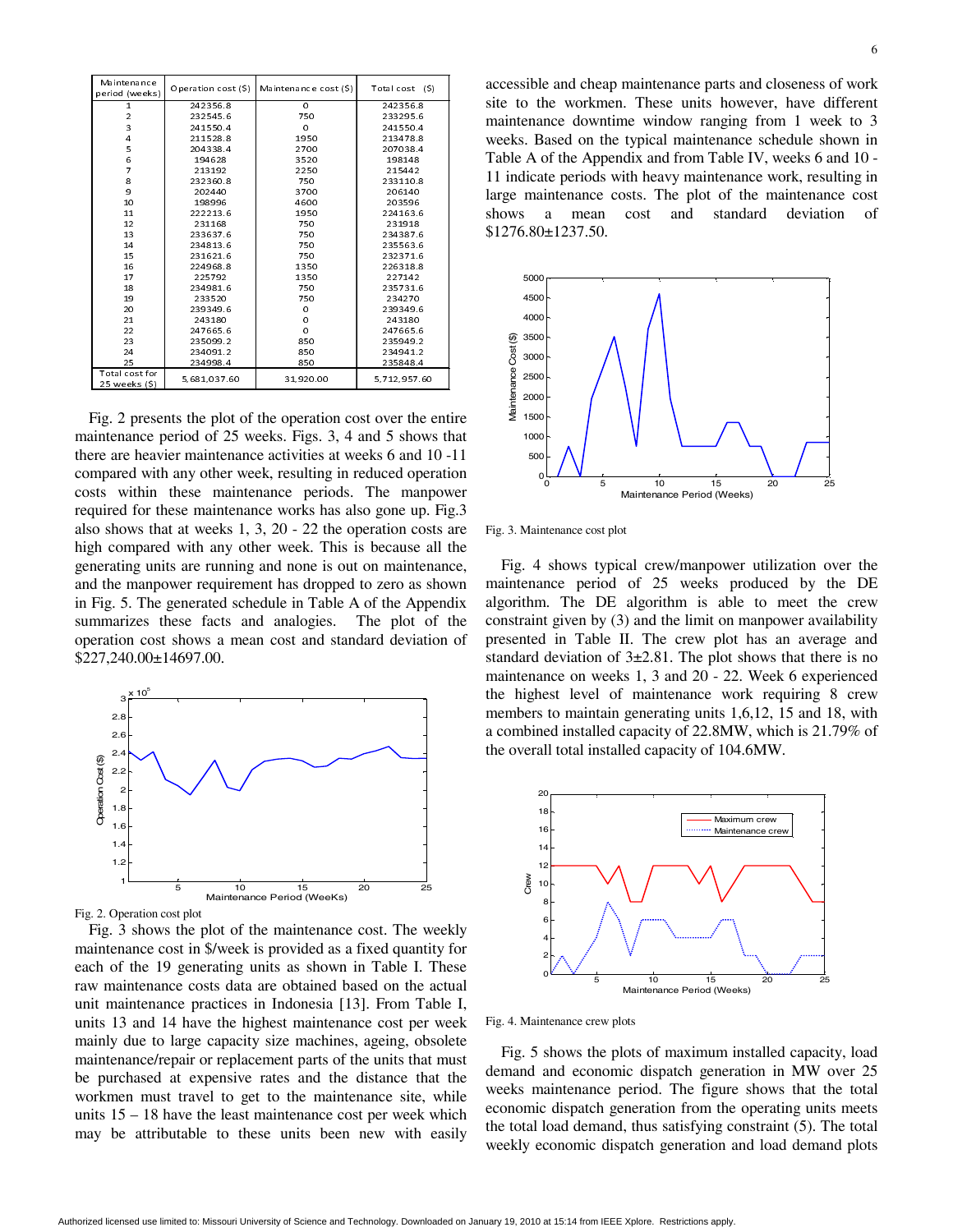| Maintenance period (weeks) | Operation cost ($) | Maintenance cost ($) | Total cost ($) |
|---|---|---|---|
| 1 | 242356.8 | 0 | 242356.8 |
| 2 | 232545.6 | 750 | 233295.6 |
| 3 | 241550.4 | 0 | 241550.4 |
| 4 | 211528.8 | 1950 | 213478.8 |
| 5 | 204338.4 | 2700 | 207038.4 |
| 6 | 194628 | 3520 | 198148 |
| 7 | 213192 | 2250 | 215442 |
| 8 | 232360.8 | 750 | 233110.8 |
| 9 | 202440 | 3700 | 206140 |
| 10 | 198996 | 4600 | 203596 |
| 11 | 222213.6 | 1950 | 224163.6 |
| 12 | 231168 | 750 | 231918 |
| 13 | 233637.6 | 750 | 234387.6 |
| 14 | 234813.6 | 750 | 235563.6 |
| 15 | 231621.6 | 750 | 232371.6 |
| 16 | 224968.8 | 1350 | 226318.8 |
| 17 | 225792 | 1350 | 227142 |
| 18 | 234981.6 | 750 | 235731.6 |
| 19 | 233520 | 750 | 234270 |
| 20 | 239349.6 | 0 | 239349.6 |
| 21 | 243180 | 0 | 243180 |
| 22 | 247665.6 | 0 | 247665.6 |
| 23 | 235099.2 | 850 | 235949.2 |
| 24 | 234091.2 | 850 | 234941.2 |
| 25 | 234998.4 | 850 | 235848.4 |
| Total cost for 25 weeks ($) | 5,681,037.60 | 31,920.00 | 5,712,957.60 |

Fig. 2 presents the plot of the operation cost over the entire maintenance period of 25 weeks. Figs. 3, 4 and 5 shows that there are heavier maintenance activities at weeks 6 and 10 -11 compared with any other week, resulting in reduced operation costs within these maintenance periods. The manpower required for these maintenance works has also gone up. Fig.3 also shows that at weeks 1, 3, 20 - 22 the operation costs are high compared with any other week. This is because all the generating units are running and none is out on maintenance, and the manpower requirement has dropped to zero as shown in Fig. 5. The generated schedule in Table A of the Appendix summarizes these facts and analogies. The plot of the operation cost shows a mean cost and standard deviation of \$227,240.00±14697.00.

Fig. 2. Operation cost plot

Fig. 3 shows the plot of the maintenance cost. The weekly maintenance cost in \$/week is provided as a fixed quantity for each of the 19 generating units as shown in Table I. These raw maintenance costs data are obtained based on the actual unit maintenance practices in Indonesia [13]. From Table I, units 13 and 14 have the highest maintenance cost per week mainly due to large capacity size machines, ageing, obsolete maintenance/repair or replacement parts of the units that must be purchased at expensive rates and the distance that the workmen must travel to get to the maintenance site, while units 15 – 18 have the least maintenance cost per week which may be attributable to these units been new with easily accessible and cheap maintenance parts and closeness of work site to the workmen. These units however, have different maintenance downtime window ranging from 1 week to 3 weeks. Based on the typical maintenance schedule shown in Table A of the Appendix and from Table IV, weeks 6 and 10 - 11 indicate periods with heavy maintenance work, resulting in large maintenance costs. The plot of the maintenance cost shows a mean cost and standard deviation of \$1276.80±1237.50.

Fig. 3. Maintenance cost plot

Fig. 4 shows typical crew/manpower utilization over the maintenance period of 25 weeks produced by the DE algorithm. The DE algorithm is able to meet the crew constraint given by (3) and the limit on manpower availability presented in Table II. The crew plot has an average and standard deviation of 3±2.81. The plot shows that there is no maintenance on weeks 1, 3 and 20 - 22. Week 6 experienced the highest level of maintenance work requiring 8 crew members to maintain generating units 1,6,12, 15 and 18, with a combined installed capacity of 22.8MW, which is 21.79% of the overall total installed capacity of 104.6MW.

Fig. 4. Maintenance crew plots

Fig. 5 shows the plots of maximum installed capacity, load demand and economic dispatch generation in MW over 25 weeks maintenance period. The figure shows that the total economic dispatch generation from the operating units meets the total load demand, thus satisfying constraint (5). The total weekly economic dispatch generation and load demand plots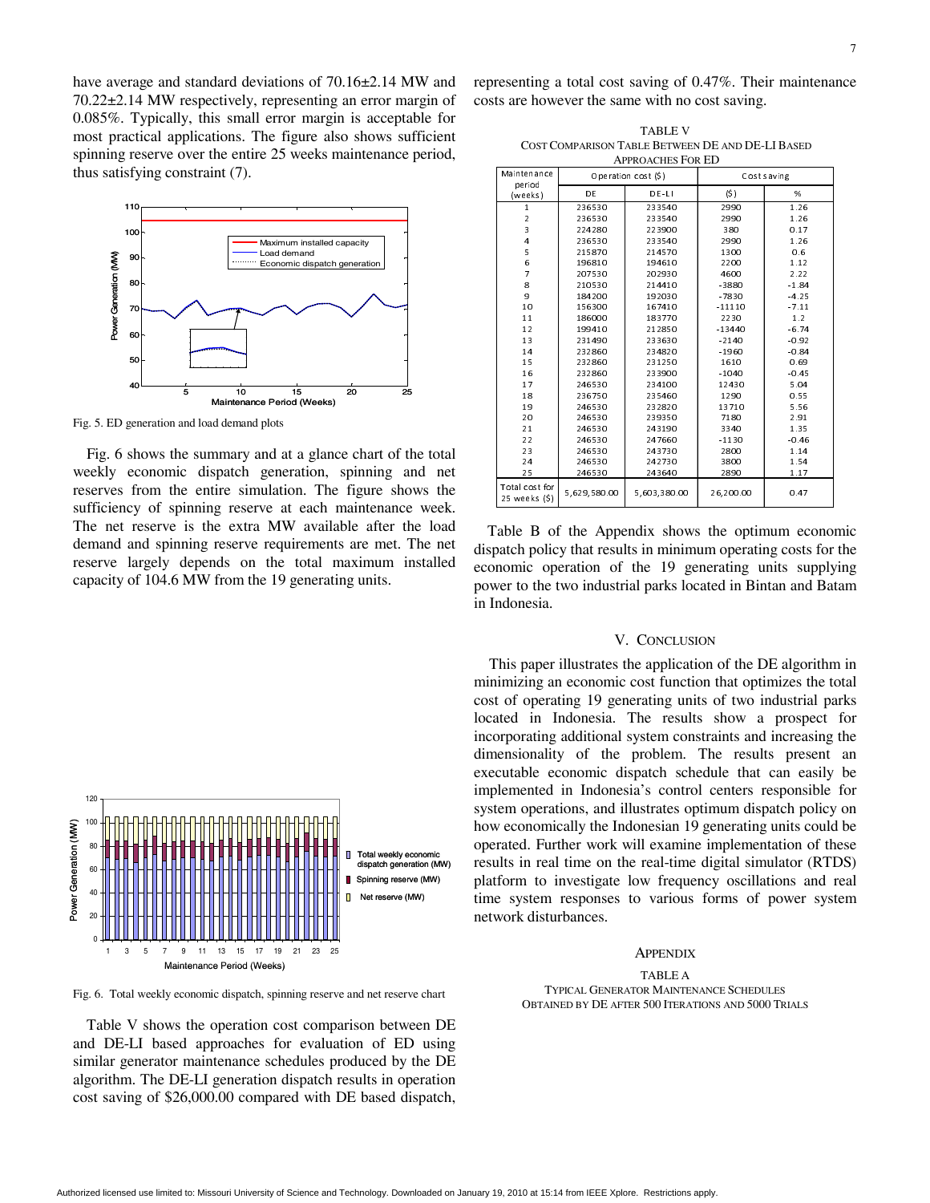have average and standard deviations of 70.16±2.14 MW and 70.22±2.14 MW respectively, representing an error margin of 0.085%. Typically, this small error margin is acceptable for most practical applications. The figure also shows sufficient spinning reserve over the entire 25 weeks maintenance period, thus satisfying constraint (7).

Fig. 5. ED generation and load demand plots

Fig. 6 shows the summary and at a glance chart of the total weekly economic dispatch generation, spinning and net reserves from the entire simulation. The figure shows the sufficiency of spinning reserve at each maintenance week. The net reserve is the extra MW available after the load demand and spinning reserve requirements are met. The net reserve largely depends on the total maximum installed capacity of 104.6 MW from the 19 generating units.

Fig. 6. Total weekly economic dispatch, spinning reserve and net reserve chart

Table V shows the operation cost comparison between DE and DE-LI based approaches for evaluation of ED using similar generator maintenance schedules produced by the DE algorithm. The DE-LI generation dispatch results in operation cost saving of $26,000.00 compared with DE based dispatch, representing a total cost saving of 0.47%. Their maintenance costs are however the same with no cost saving.

TABLE V
COST COMPARISON TABLE BETWEEN DE AND DE-LI BASED APPROACHES FOR ED

| Maintenance period (weeks) | Operation cost ($) | | Cost saving | |
|---|---|---|---|---|
| | DE | DE-LI | ($) | % |
| 1 | 236530 | 233540 | 2990 | 1.26 |
| 2 | 236530 | 233540 | 2990 | 1.26 |
| 3 | 224280 | 223900 | 380 | 0.17 |
| 4 | 236530 | 233540 | 2990 | 1.26 |
| 5 | 215870 | 214570 | 1300 | 0.6 |
| 6 | 196810 | 194610 | 2200 | 1.12 |
| 7 | 207530 | 202930 | 4600 | 2.22 |
| 8 | 210530 | 214410 | -3880 | -1.84 |
| 9 | 184200 | 192030 | -7830 | -4.25 |
| 10 | 156300 | 167410 | -11110 | -7.11 |
| 11 | 186000 | 183770 | 2230 | 1.2 |
| 12 | 199410 | 212850 | -13440 | -6.74 |
| 13 | 231490 | 233630 | -2140 | -0.92 |
| 14 | 232860 | 234820 | -1960 | -0.84 |
| 15 | 232860 | 231250 | 1610 | 0.69 |
| 16 | 232860 | 233900 | -1040 | -0.45 |
| 17 | 246530 | 234100 | 12430 | 5.04 |
| 18 | 236750 | 235460 | 1290 | 0.55 |
| 19 | 246530 | 232820 | 13710 | 5.56 |
| 20 | 246530 | 239350 | 7180 | 2.91 |
| 21 | 246530 | 243190 | 3340 | 1.35 |
| 22 | 246530 | 247660 | -1130 | -0.46 |
| 23 | 246530 | 243730 | 2800 | 1.14 |
| 24 | 246530 | 242730 | 3800 | 1.54 |
| 25 | 246530 | 243640 | 2890 | 1.17 |
| Total cost for 25 weeks ($) | 5,629,580.00 | 5,603,380.00 | 26,200.00 | 0.47 |

Table B of the Appendix shows the optimum economic dispatch policy that results in minimum operating costs for the economic operation of the 19 generating units supplying power to the two industrial parks located in Bintan and Batam in Indonesia.

## V. CONCLUSION

This paper illustrates the application of the DE algorithm in minimizing an economic cost function that optimizes the total cost of operating 19 generating units of two industrial parks located in Indonesia. The results show a prospect for incorporating additional system constraints and increasing the dimensionality of the problem. The results present an executable economic dispatch schedule that can easily be implemented in Indonesia's control centers responsible for system operations, and illustrates optimum dispatch policy on how economically the Indonesian 19 generating units could be operated. Further work will examine implementation of these results in real time on the real-time digital simulator (RTDS) platform to investigate low frequency oscillations and real time system responses to various forms of power system network disturbances.

## APPENDIX

TABLE A
TYPICAL GENERATOR MAINTENANCE SCHEDULES OBTAINED BY DE AFTER 500 ITERATIONS AND 5000 TRIALS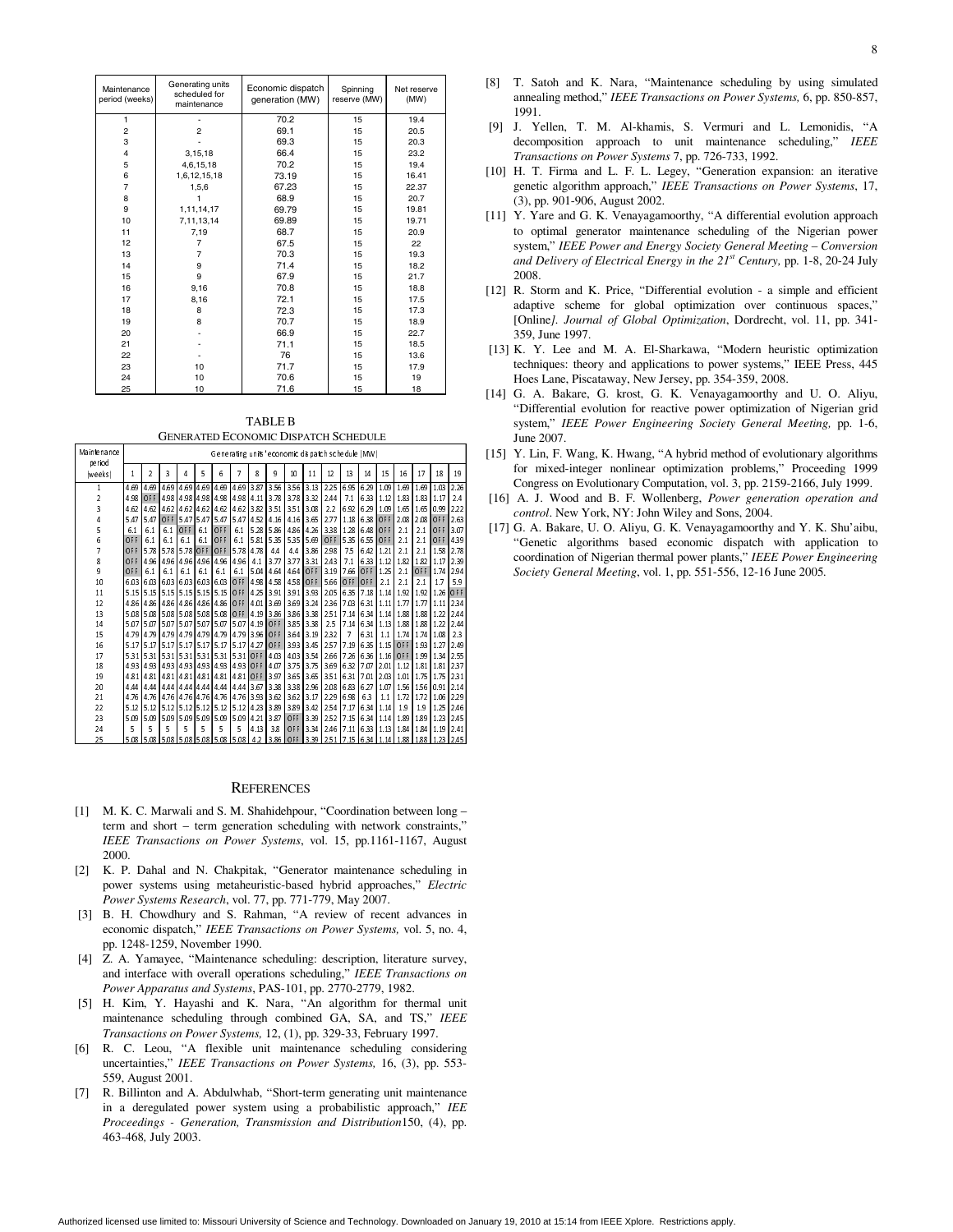| Maintenance period (weeks) | Generating units scheduled for maintenance | Economic dispatch generation (MW) | Spinning reserve (MW) | Net reserve (MW) |
|---|---|---|---|---|
| 1 | - | 70.2 | 15 | 19.4 |
| 2 | 2 | 69.1 | 15 | 20.5 |
| 3 | - | 69.3 | 15 | 20.3 |
| 4 | 3,15,18 | 66.4 | 15 | 23.2 |
| 5 | 4,6,15,18 | 70.2 | 15 | 19.4 |
| 6 | 1,6,12,15,18 | 73.19 | 15 | 16.41 |
| 7 | 1,5,6 | 67.23 | 15 | 22.37 |
| 8 | 1 | 68.9 | 15 | 20.7 |
| 9 | 1,11,14,17 | 69.79 | 15 | 19.81 |
| 10 | 7,11,13,14 | 69.89 | 15 | 19.71 |
| 11 | 7,19 | 68.7 | 15 | 20.9 |
| 12 | 7 | 67.5 | 15 | 22 |
| 13 | 7 | 70.3 | 15 | 19.3 |
| 14 | 9 | 71.4 | 15 | 18.2 |
| 15 | 9 | 67.9 | 15 | 21.7 |
| 16 | 9,16 | 70.8 | 15 | 18.8 |
| 17 | 8,16 | 72.1 | 15 | 17.5 |
| 18 | 8 | 72.3 | 15 | 17.3 |
| 19 | 8 | 70.7 | 15 | 18.9 |
| 20 | - | 66.9 | 15 | 22.7 |
| 21 | - | 71.1 | 15 | 18.5 |
| 22 | - | 76 | 15 | 13.6 |
| 23 | 10 | 71.7 | 15 | 17.9 |
| 24 | 10 | 70.6 | 15 | 19 |
| 25 | 10 | 71.6 | 15 | 18 |

TABLE B
GENERATED ECONOMIC DISPATCH SCHEDULE

| Maintenance period (weeks) | Generating units' economic dispatch schedule (MW) | | | | | | | | | | | | | | | | | | |
|---|---|---|---|---|---|---|---|---|---|---|---|---|---|---|---|---|---|---|---|
| | 1 | 2 | 3 | 4 | 5 | 6 | 7 | 8 | 9 | 10 | 11 | 12 | 13 | 14 | 15 | 16 | 17 | 18 | 19 |
| 1 | 4.69 | 4.69 | 4.69 | 4.69 | 4.69 | 4.69 | 4.69 | 3.87 | 3.56 | 3.56 | 3.13 | 2.25 | 6.95 | 6.29 | 1.09 | 1.69 | 1.69 | 1.03 | 2.26 |
| 2 | 4.98 | OFF | 4.98 | 4.98 | 4.98 | 4.98 | 4.98 | 4.11 | 3.78 | 3.78 | 3.32 | 2.44 | 7.1 | 6.33 | 1.12 | 1.83 | 1.83 | 1.17 | 2.4 |
| 3 | 4.62 | 4.62 | 4.62 | 4.62 | 4.62 | 4.62 | 4.62 | 3.82 | 3.51 | 3.51 | 3.08 | 2.2 | 6.92 | 6.29 | 1.09 | 1.65 | 1.65 | 0.99 | 2.22 |
| 4 | 5.47 | 5.47 | OFF | 5.47 | 5.47 | 5.47 | 5.47 | 4.52 | 4.16 | 4.16 | 3.65 | 2.77 | 1.18 | 6.38 | OFF | 2.08 | 2.08 | OFF | 2.63 |
| 5 | 6.1 | 6.1 | 6.1 | OFF | 6.1 | OFF | 6.1 | 5.28 | 5.86 | 4.86 | 4.26 | 3.38 | 1.28 | 6.48 | OFF | 2.1 | 2.1 | OFF | 3.07 |
| 6 | OFF | 6.1 | 6.1 | 6.1 | 6.1 | OFF | 6.1 | 5.81 | 5.35 | 5.35 | 5.69 | OFF | 5.35 | 6.55 | OFF | 2.1 | 2.1 | OFF | 4.39 |
| 7 | OFF | 5.78 | 5.78 | 5.78 | OFF | OFF | 5.78 | 4.78 | 4.4 | 4.4 | 3.86 | 2.98 | 7.5 | 6.42 | 1.21 | 2.1 | 2.1 | 1.58 | 2.78 |
| 8 | OFF | 4.96 | 4.96 | 4.96 | 4.96 | 4.96 | 4.96 | 4.1 | 3.77 | 3.77 | 3.31 | 2.43 | 7.1 | 6.33 | 1.12 | 1.82 | 1.82 | 1.17 | 2.39 |
| 9 | OFF | 6.1 | 6.1 | 6.1 | 6.1 | 6.1 | 6.1 | 5.04 | 4.64 | 4.64 | OFF | 3.19 | 7.66 | OFF | 1.25 | 2.1 | OFF | 1.74 | 2.94 |
| 10 | 6.03 | 6.03 | 6.03 | 6.03 | 6.03 | 6.03 | OFF | 4.98 | 4.58 | 4.58 | OFF | 5.66 | OFF | OFF | 2.1 | 2.1 | 2.1 | 1.7 | 5.9 |
| 11 | 5.15 | 5.15 | 5.15 | 5.15 | 5.15 | 5.15 | OFF | 4.25 | 3.91 | 3.91 | 3.93 | 2.05 | 6.35 | 7.18 | 1.14 | 1.92 | 1.92 | 1.26 | OFF |
| 12 | 4.86 | 4.86 | 4.86 | 4.86 | 4.86 | 4.86 | OFF | 4.01 | 3.69 | 3.69 | 3.24 | 2.36 | 7.03 | 6.31 | 1.11 | 1.77 | 1.77 | 1.11 | 2.34 |
| 13 | 5.08 | 5.08 | 5.08 | 5.08 | 5.08 | 5.08 | OFF | 4.19 | 3.86 | 3.86 | 3.38 | 2.51 | 7.14 | 6.34 | 1.14 | 1.88 | 1.88 | 1.22 | 2.44 |
| 14 | 5.07 | 5.07 | 5.07 | 5.07 | 5.07 | 5.07 | 5.07 | 4.19 | OFF | 3.85 | 3.38 | 2.5 | 7.14 | 6.34 | 1.13 | 1.88 | 1.88 | 1.22 | 2.44 |
| 15 | 4.79 | 4.79 | 4.79 | 4.79 | 4.79 | 4.79 | 4.79 | 3.96 | OFF | 3.64 | 3.19 | 2.32 | 7 | 6.31 | 1.1 | 1.74 | 1.74 | 1.08 | 2.3 |
| 16 | 5.17 | 5.17 | 5.17 | 5.17 | 5.17 | 5.17 | 5.17 | 4.27 | OFF | 3.93 | 3.45 | 2.57 | 7.19 | 6.35 | 1.15 | OFF | 1.93 | 1.27 | 2.49 |
| 17 | 5.31 | 5.31 | 5.31 | 5.31 | 5.31 | 5.31 | 5.31 | OFF | 4.03 | 4.03 | 3.54 | 2.66 | 7.26 | 6.36 | 1.16 | OFF | 1.99 | 1.34 | 2.55 |
| 18 | 4.93 | 4.93 | 4.93 | 4.93 | 4.93 | 4.93 | 4.93 | OFF | 4.07 | 3.75 | 3.75 | 3.69 | 6.32 | 7.07 | 2.01 | 1.12 | 1.81 | 1.81 | 2.37 |
| 19 | 4.81 | 4.81 | 4.81 | 4.81 | 4.81 | 4.81 | 4.81 | OFF | 3.97 | 3.65 | 3.65 | 3.51 | 6.31 | 7.01 | 2.03 | 1.01 | 1.75 | 1.75 | 2.31 |
| 20 | 4.44 | 4.44 | 4.44 | 4.44 | 4.44 | 4.44 | 4.44 | 3.67 | 3.38 | 3.38 | 2.96 | 2.08 | 6.83 | 6.27 | 1.07 | 1.56 | 1.56 | 0.91 | 2.14 |
| 21 | 4.76 | 4.76 | 4.76 | 4.76 | 4.76 | 4.76 | 4.76 | 3.93 | 3.62 | 3.62 | 3.17 | 2.29 | 6.98 | 6.3 | 1.1 | 1.72 | 1.72 | 1.06 | 2.29 |
| 22 | 5.12 | 5.12 | 5.12 | 5.12 | 5.12 | 5.12 | 5.12 | 4.23 | 3.89 | 3.89 | 3.42 | 2.54 | 7.17 | 6.34 | 1.14 | 1.9 | 1.9 | 1.25 | 2.46 |
| 23 | 5.09 | 5.09 | 5.09 | 5.09 | 5.09 | 5.09 | 5.09 | 4.21 | 3.87 | OFF | 3.39 | 2.52 | 7.15 | 6.34 | 1.14 | 1.89 | 1.89 | 1.23 | 2.45 |
| 24 | 5 | 5 | 5 | 5 | 5 | 5 | 5 | 4.13 | 3.8 | OFF | 3.34 | 2.46 | 7.11 | 6.33 | 1.13 | 1.84 | 1.84 | 1.19 | 2.41 |
| 25 | 5.08 | 5.08 | 5.08 | 5.08 | 5.08 | 5.08 | 5.08 | 4.2 | 3.86 | OFF | 3.39 | 2.51 | 7.15 | 6.34 | 1.14 | 1.88 | 1.88 | 1.23 | 2.45 |

## REFERENCES

[1] M. K. C. Marwali and S. M. Shahidehpour, "Coordination between long – term and short – term generation scheduling with network constraints," *IEEE Transactions on Power Systems*, vol. 15, pp.1161-1167, August 2000.

[2] K. P. Dahal and N. Chakpitak, "Generator maintenance scheduling in power systems using metaheuristic-based hybrid approaches," *Electric Power Systems Research*, vol. 77, pp. 771-779, May 2007.

[3] B. H. Chowdhury and S. Rahman, "A review of recent advances in economic dispatch," *IEEE Transactions on Power Systems,* vol. 5, no. 4, pp. 1248-1259, November 1990.

[4] Z. A. Yamayee, "Maintenance scheduling: description, literature survey, and interface with overall operations scheduling," *IEEE Transactions on Power Apparatus and Systems*, PAS-101, pp. 2770-2779, 1982.

[5] H. Kim, Y. Hayashi and K. Nara, "An algorithm for thermal unit maintenance scheduling through combined GA, SA, and TS," *IEEE Transactions on Power Systems,* 12, (1), pp. 329-33, February 1997.

[6] R. C. Leou, "A flexible unit maintenance scheduling considering uncertainties," *IEEE Transactions on Power Systems,* 16, (3), pp. 553-559, August 2001.

[7] R. Billinton and A. Abdulwhab, "Short-term generating unit maintenance in a deregulated power system using a probabilistic approach," *IEE Proceedings - Generation, Transmission and Distribution*150, (4), pp. 463-468*,* July 2003.

[8] T. Satoh and K. Nara, "Maintenance scheduling by using simulated annealing method," *IEEE Transactions on Power Systems,* 6, pp. 850-857, 1991.

[9] J. Yellen, T. M. Al-khamis, S. Vermuri and L. Lemonidis, "A decomposition approach to unit maintenance scheduling," *IEEE Transactions on Power Systems* 7, pp. 726-733, 1992.

[10] H. T. Firma and L. F. L. Legey, "Generation expansion: an iterative genetic algorithm approach," *IEEE Transactions on Power Systems*, 17, (3), pp. 901-906, August 2002.

[11] Y. Yare and G. K. Venayagamoorthy, "A differential evolution approach to optimal generator maintenance scheduling of the Nigerian power system," *IEEE Power and Energy Society General Meeting – Conversion and Delivery of Electrical Energy in the 21st Century,* pp. 1-8, 20-24 July 2008.

[12] R. Storm and K. Price, "Differential evolution - a simple and efficient adaptive scheme for global optimization over continuous spaces," [Online*]. Journal of Global Optimization*, Dordrecht, vol. 11, pp. 341-359, June 1997.

[13] K. Y. Lee and M. A. El-Sharkawa, "Modern heuristic optimization techniques: theory and applications to power systems," IEEE Press, 445 Hoes Lane, Piscataway, New Jersey, pp. 354-359, 2008.

[14] G. A. Bakare, G. krost, G. K. Venayagamoorthy and U. O. Aliyu, "Differential evolution for reactive power optimization of Nigerian grid system," *IEEE Power Engineering Society General Meeting,* pp. 1-6, June 2007.

[15] Y. Lin, F. Wang, K. Hwang, "A hybrid method of evolutionary algorithms for mixed-integer nonlinear optimization problems," Proceeding 1999 Congress on Evolutionary Computation, vol. 3, pp. 2159-2166, July 1999.

[16] A. J. Wood and B. F. Wollenberg, *Power generation operation and control*. New York, NY: John Wiley and Sons, 2004.

[17] G. A. Bakare, U. O. Aliyu, G. K. Venayagamoorthy and Y. K. Shu'aibu, "Genetic algorithms based economic dispatch with application to coordination of Nigerian thermal power plants," *IEEE Power Engineering Society General Meeting*, vol. 1, pp. 551-556, 12-16 June 2005.